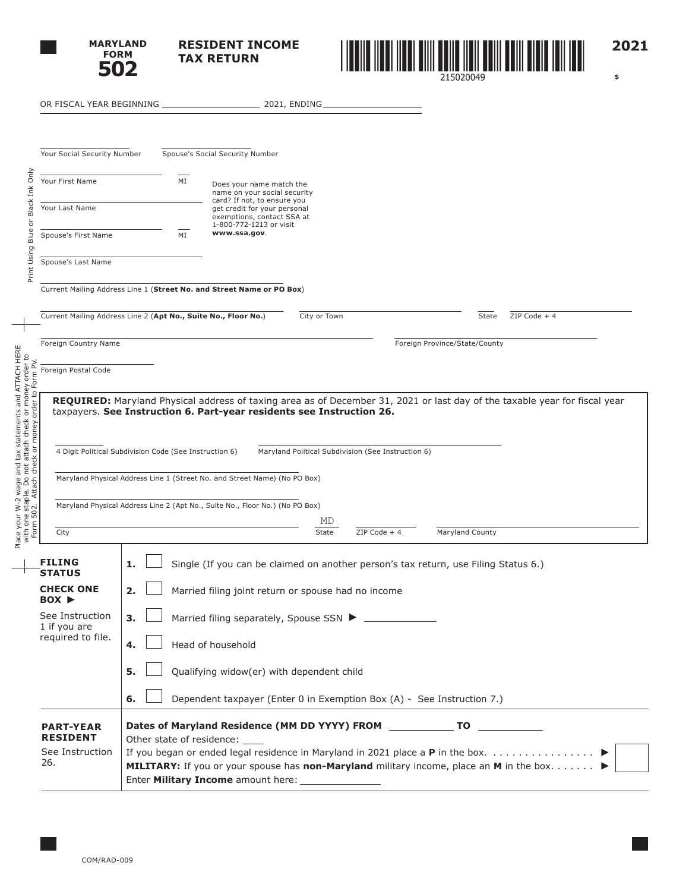# MARYLAND FORM 502

## RESIDENT INCOME TAX RETURN

215020049

**2021**

$

OR FISCAL YEAR BEGINNING ____________ 2021, ENDING ____________

Your Social Security Number ____________ Spouse's Social Security Number ____________

Your First Name ____________ MI ___

Your Last Name ____________

Spouse's First Name ____________ MI ___

Spouse's Last Name ____________

Does your name match the name on your social security card? If not, to ensure you get credit for your personal exemptions, contact SSA at 1-800-772-1213 or visit **www.ssa.gov**.

Print Using Blue or Black Ink Only

Current Mailing Address Line 1 (**Street No. and Street Name or PO Box**)

Current Mailing Address Line 2 (**Apt No., Suite No., Floor No.**) ____ City or Town ____ State ____ ZIP Code + 4 ____

Foreign Country Name ____________ Foreign Province/State/County ____________

Foreign Postal Code ____________

Place your W-2 wage and tax statements and ATTACH HERE with one staple. Do not attach check or money order to Form 502. Attach check or money order to Form PV.

**REQUIRED:** Maryland Physical address of taxing area as of December 31, 2021 or last day of the taxable year for fiscal year taxpayers. **See Instruction 6. Part-year residents see Instruction 26.**

4 Digit Political Subdivision Code (See Instruction 6) ____ Maryland Political Subdivision (See Instruction 6) ____

Maryland Physical Address Line 1 (Street No. and Street Name) (No PO Box)

Maryland Physical Address Line 2 (Apt No., Suite No., Floor No.) (No PO Box)

City ____ State MD ____ ZIP Code + 4 ____ Maryland County ____

**FILING STATUS**

**CHECK ONE BOX ►**

See Instruction 1 if you are required to file.

1. ☐ Single (If you can be claimed on another person's tax return, use Filing Status 6.)
2. ☐ Married filing joint return or spouse had no income
3. ☐ Married filing separately, Spouse SSN ► ____________
4. ☐ Head of household
5. ☐ Qualifying widow(er) with dependent child
6. ☐ Dependent taxpayer (Enter 0 in Exemption Box (A) - See Instruction 7.)

**PART-YEAR RESIDENT**

See Instruction 26.

**Dates of Maryland Residence (MM DD YYYY) FROM** ____________ **TO** ____________

Other state of residence: ____

If you began or ended legal residence in Maryland in 2021 place a **P** in the box. . . . . . . . . . . . . . . . ► ☐

**MILITARY:** If you or your spouse has **non-Maryland** military income, place an **M** in the box. . . . . . . ► ☐

Enter **Military Income** amount here: ____________

COM/RAD-009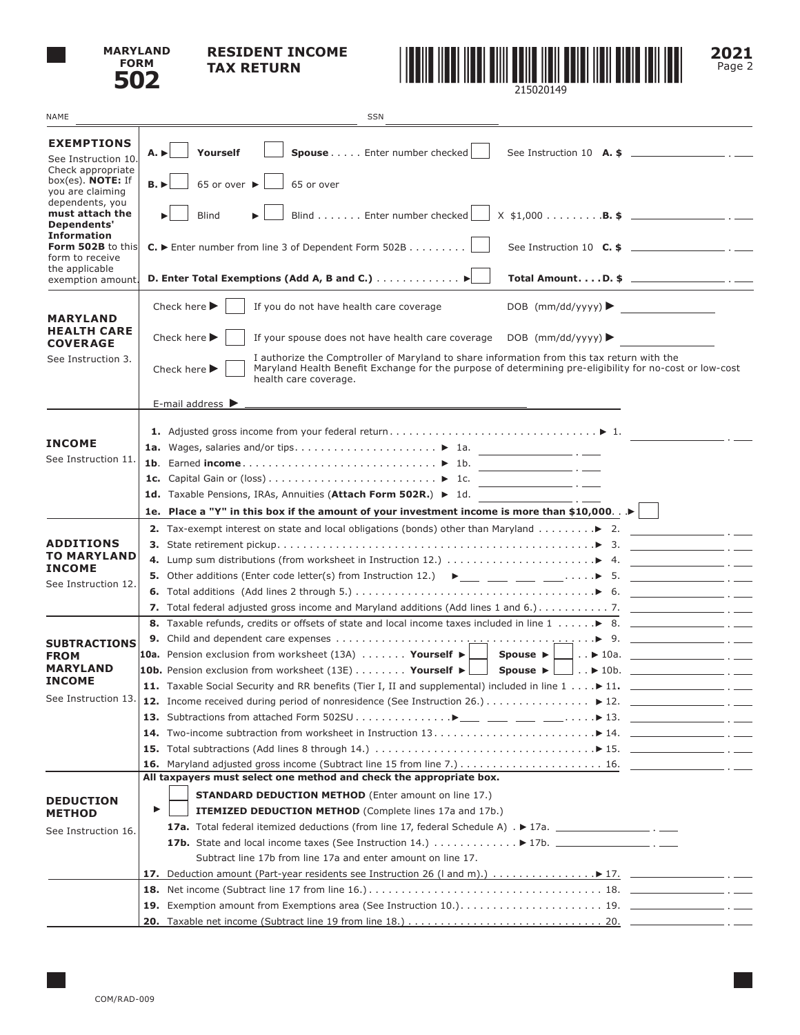# MARYLAND FORM 502

## RESIDENT INCOME TAX RETURN

215020149

**2021**
Page 2

NAME ______________________ SSN ______________

## EXEMPTIONS

See Instruction 10. Check appropriate box(es). **NOTE:** If you are claiming dependents, you **must attach the Dependents' Information Form 502B** to this form to receive the applicable exemption amount.

**A.** ▶ ☐ **Yourself** ☐ **Spouse** . . . . . Enter number checked ☐ See Instruction 10 **A. $** ________ . ___

**B.** ▶ ☐ 65 or over ▶ ☐ 65 or over

▶ ☐ Blind ▶ ☐ Blind . . . . . . . Enter number checked ☐ X $1,000 . . . . . . . . .**B. $** ________ . ___

**C.** ▶ Enter number from line 3 of Dependent Form 502B . . . . . . . . ☐ See Instruction 10 **C. $** ________ . ___

**D. Enter Total Exemptions (Add A, B and C.)** . . . . . . . . . . . . . ▶ ☐ **Total Amount. . . . D. $** ________ . ___

## MARYLAND HEALTH CARE COVERAGE

See Instruction 3.

Check here ▶ ☐ If you do not have health care coverage DOB (mm/dd/yyyy) ▶ ________

Check here ▶ ☐ If your spouse does not have health care coverage DOB (mm/dd/yyyy) ▶ ________

Check here ▶ ☐ I authorize the Comptroller of Maryland to share information from this tax return with the Maryland Health Benefit Exchange for the purpose of determining pre-eligibility for no-cost or low-cost health care coverage.

E-mail address ▶ ________________________

## INCOME

See Instruction 11.

**1.** Adjusted gross income from your federal return . . . . . . . . . . . . . . . . . . . . . . . . . . . . . . . . ▶ 1. ________ . ___

**1a.** Wages, salaries and/or tips . . . . . . . . . . . . . . . . . . . . . . ▶ 1a. ________ . ___

**1b**. Earned **income** . . . . . . . . . . . . . . . . . . . . . . . . . . . . . ▶ 1b. ________ . ___

**1c.** Capital Gain or (loss) . . . . . . . . . . . . . . . . . . . . . . . . . ▶ 1c. ________ . ___

**1d.** Taxable Pensions, IRAs, Annuities (**Attach Form 502R.**) ▶ 1d. ________ . ___

**1e. Place a "Y" in this box if the amount of your investment income is more than $10,000.** . .▶ ☐

## ADDITIONS TO MARYLAND INCOME

See Instruction 12.

**2.** Tax-exempt interest on state and local obligations (bonds) other than Maryland . . . . . . . . .▶ 2. ________ . ___

**3.** State retirement pickup . . . . . . . . . . . . . . . . . . . . . . . . . . . . . . . . . . . . . . . . . . . . . . . . .▶ 3. ________ . ___

**4.** Lump sum distributions (from worksheet in Instruction 12.) . . . . . . . . . . . . . . . . . . . . . . . ▶ 4. ________ . ___

**5.** Other additions (Enter code letter(s) from Instruction 12.) ▶___ ___ ___ ___. . . . .▶ 5. ________ . ___

**6.** Total additions (Add lines 2 through 5.) . . . . . . . . . . . . . . . . . . . . . . . . . . . . . . . . . . . . .▶ 6. ________ . ___

**7.** Total federal adjusted gross income and Maryland additions (Add lines 1 and 6.) . . . . . . . . . . . 7. ________ . ___

## SUBTRACTIONS FROM MARYLAND INCOME

See Instruction 13.

**8.** Taxable refunds, credits or offsets of state and local income taxes included in line 1 . . . . . .▶ 8. ________ . ___

**9.** Child and dependent care expenses . . . . . . . . . . . . . . . . . . . . . . . . . . . . . . . . . . . . . . . .▶ 9. ________ . ___

**10a.** Pension exclusion from worksheet (13A) . . . . . . . **Yourself** ▶ ☐ **Spouse** ▶ ☐ . . ▶ 10a. ________ . ___

**10b.** Pension exclusion from worksheet (13E) . . . . . . . . **Yourself** ▶ ☐ **Spouse** ▶ ☐ . . ▶ 10b. ________ . ___

**11.** Taxable Social Security and RR benefits (Tier I, II and supplemental) included in line 1 . . . .▶ 11. ________ . ___

**12.** Income received during period of nonresidence (See Instruction 26.) . . . . . . . . . . . . . . . . ▶ 12. ________ . ___

**13.** Subtractions from attached Form 502SU . . . . . . . . . . . . . . .▶___ ___ ___ ___. . . . .▶ 13. ________ . ___

**14.** Two-income subtraction from worksheet in Instruction 13 . . . . . . . . . . . . . . . . . . . . . . . . .▶ 14. ________ . ___

**15.** Total subtractions (Add lines 8 through 14.) . . . . . . . . . . . . . . . . . . . . . . . . . . . . . . . . . .▶ 15. ________ . ___

**16.** Maryland adjusted gross income (Subtract line 15 from line 7.) . . . . . . . . . . . . . . . . . . . . . . . 16. ________ . ___

## DEDUCTION METHOD

See Instruction 16.

**All taxpayers must select one method and check the appropriate box.**

☐ **STANDARD DEDUCTION METHOD** (Enter amount on line 17.)

▶ ☐ **ITEMIZED DEDUCTION METHOD** (Complete lines 17a and 17b.)

**17a.** Total federal itemized deductions (from line 17, federal Schedule A) . ▶ 17a. ________ . ___

**17b.** State and local income taxes (See Instruction 14.) . . . . . . . . . . . . . ▶ 17b. ________ . ___

Subtract line 17b from line 17a and enter amount on line 17.

**17.** Deduction amount (Part-year residents see Instruction 26 (l and m).) . . . . . . . . . . . . . . . .▶ 17. ________ . ___

**18.** Net income (Subtract line 17 from line 16.) . . . . . . . . . . . . . . . . . . . . . . . . . . . . . . . . . . . . 18. ________ . ___

**19.** Exemption amount from Exemptions area (See Instruction 10.) . . . . . . . . . . . . . . . . . . . . . . 19. ________ . ___

**20.** Taxable net income (Subtract line 19 from line 18.) . . . . . . . . . . . . . . . . . . . . . . . . . . . . . . . 20. ________ . ___

COM/RAD-009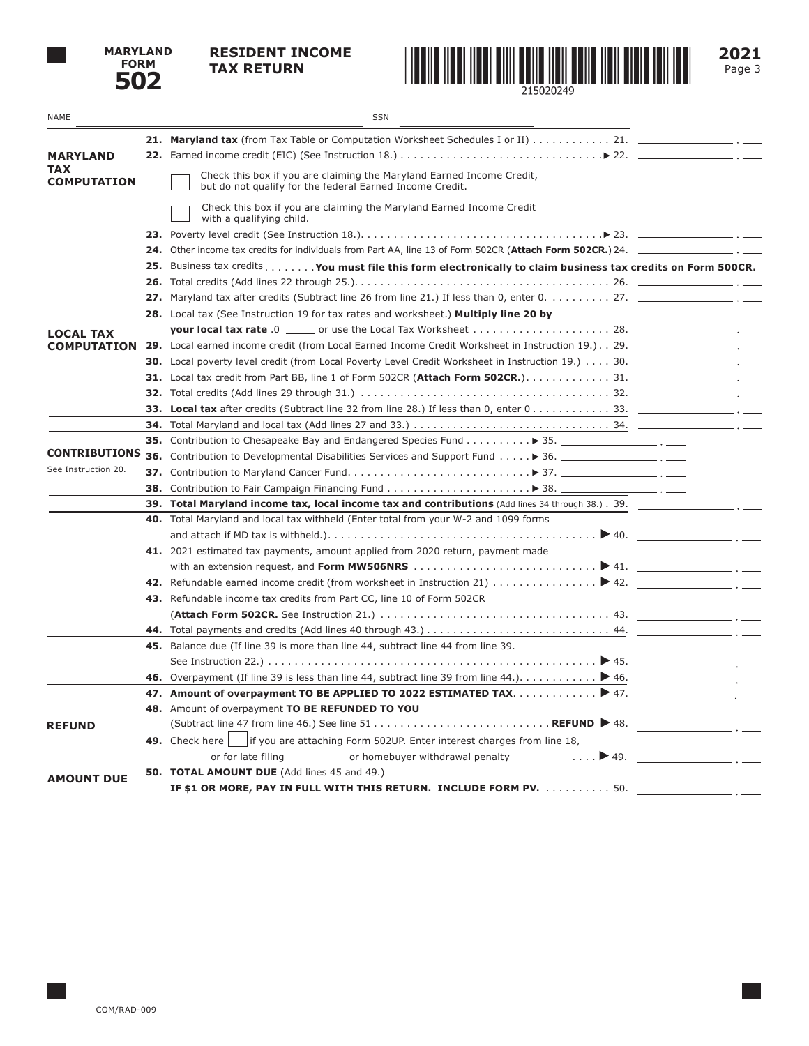# MARYLAND FORM 502

## RESIDENT INCOME TAX RETURN

215020249

**2021**
Page 3

NAME ______________________ SSN ______________________

### MARYLAND TAX COMPUTATION

**21.** **Maryland tax** (from Tax Table or Computation Worksheet Schedules I or II) . . . . . . . . . . . . 21. ________ . ___

**22.** Earned income credit (EIC) (See Instruction 18.) . . . . . . . . . . . . . . . . . . . . . . . . . . . . . . ▶ 22. ________ . ___

☐ Check this box if you are claiming the Maryland Earned Income Credit, but do not qualify for the federal Earned Income Credit.

☐ Check this box if you are claiming the Maryland Earned Income Credit with a qualifying child.

**23.** Poverty level credit (See Instruction 18.). . . . . . . . . . . . . . . . . . . . . . . . . . . . . . . . . . . ▶ 23. ________ . ___

**24.** Other income tax credits for individuals from Part AA, line 13 of Form 502CR (**Attach Form 502CR.**) 24. ________ . ___

**25.** Business tax credits . . . . . . . . **You must file this form electronically to claim business tax credits on Form 500CR.**

**26.** Total credits (Add lines 22 through 25.). . . . . . . . . . . . . . . . . . . . . . . . . . . . . . . . . . . . . . 26. ________ . ___

**27.** Maryland tax after credits (Subtract line 26 from line 21.) If less than 0, enter 0. . . . . . . . . . 27. ________ . ___

### LOCAL TAX COMPUTATION

**28.** Local tax (See Instruction 19 for tax rates and worksheet.) **Multiply line 20 by your local tax rate** .0 _____ or use the Local Tax Worksheet . . . . . . . . . . . . . . . . . . . . . 28. ________ . ___

**29.** Local earned income credit (from Local Earned Income Credit Worksheet in Instruction 19.) . . 29. ________ . ___

**30.** Local poverty level credit (from Local Poverty Level Credit Worksheet in Instruction 19.) . . . . 30. ________ . ___

**31.** Local tax credit from Part BB, line 1 of Form 502CR (**Attach Form 502CR.**). . . . . . . . . . . . . 31. ________ . ___

**32.** Total credits (Add lines 29 through 31.) . . . . . . . . . . . . . . . . . . . . . . . . . . . . . . . . . . . . . 32. ________ . ___

**33.** **Local tax** after credits (Subtract line 32 from line 28.) If less than 0, enter 0 . . . . . . . . . . . . 33. ________ . ___

**34.** Total Maryland and local tax (Add lines 27 and 33.) . . . . . . . . . . . . . . . . . . . . . . . . . . . . . 34. ________ . ___

### CONTRIBUTIONS

See Instruction 20.

**35.** Contribution to Chesapeake Bay and Endangered Species Fund . . . . . . . . . . ▶ 35. ________ . ___

**36.** Contribution to Developmental Disabilities Services and Support Fund . . . . . ▶ 36. ________ . ___

**37.** Contribution to Maryland Cancer Fund. . . . . . . . . . . . . . . . . . . . . . . . . . . . ▶ 37. ________ . ___

**38.** Contribution to Fair Campaign Financing Fund . . . . . . . . . . . . . . . . . . . . . . ▶ 38. ________ . ___

**39.** **Total Maryland income tax, local income tax and contributions** (Add lines 34 through 38.) . 39. ________ . ___

**40.** Total Maryland and local tax withheld (Enter total from your W-2 and 1099 forms and attach if MD tax is withheld.). . . . . . . . . . . . . . . . . . . . . . . . . . . . . . . . . . . . . . . . ▶ 40. ________ . ___

**41.** 2021 estimated tax payments, amount applied from 2020 return, payment made with an extension request, and **Form MW506NRS** . . . . . . . . . . . . . . . . . . . . . . . . . . . ▶ 41. ________ . ___

**42.** Refundable earned income credit (from worksheet in Instruction 21) . . . . . . . . . . . . . . . . ▶ 42. ________ . ___

**43.** Refundable income tax credits from Part CC, line 10 of Form 502CR (**Attach Form 502CR.** See Instruction 21.) . . . . . . . . . . . . . . . . . . . . . . . . . . . . . . . . . . . 43. ________ . ___

**44.** Total payments and credits (Add lines 40 through 43.) . . . . . . . . . . . . . . . . . . . . . . . . . . . . 44. ________ . ___

**45.** Balance due (If line 39 is more than line 44, subtract line 44 from line 39. See Instruction 22.) . . . . . . . . . . . . . . . . . . . . . . . . . . . . . . . . . . . . . . . . . . . . . . . . . ▶ 45. ________ . ___

**46.** Overpayment (If line 39 is less than line 44, subtract line 39 from line 44.). . . . . . . . . . . ▶ 46. ________ . ___

### REFUND

**47.** **Amount of overpayment TO BE APPLIED TO 2022 ESTIMATED TAX**. . . . . . . . . . . . ▶ 47. ________ . ___

**48.** Amount of overpayment **TO BE REFUNDED TO YOU** (Subtract line 47 from line 46.) See line 51 . . . . . . . . . . . . . . . . . . . . . . . . . . **REFUND** ▶ 48. ________ . ___

**49.** Check here ☐ if you are attaching Form 502UP. Enter interest charges from line 18, ________ or for late filing ________ or homebuyer withdrawal penalty ________ . . . . ▶ 49. ________ . ___

### AMOUNT DUE

**50.** **TOTAL AMOUNT DUE** (Add lines 45 and 49.)
**IF $1 OR MORE, PAY IN FULL WITH THIS RETURN. INCLUDE FORM PV.** . . . . . . . . . . 50. ________ . ___

COM/RAD-009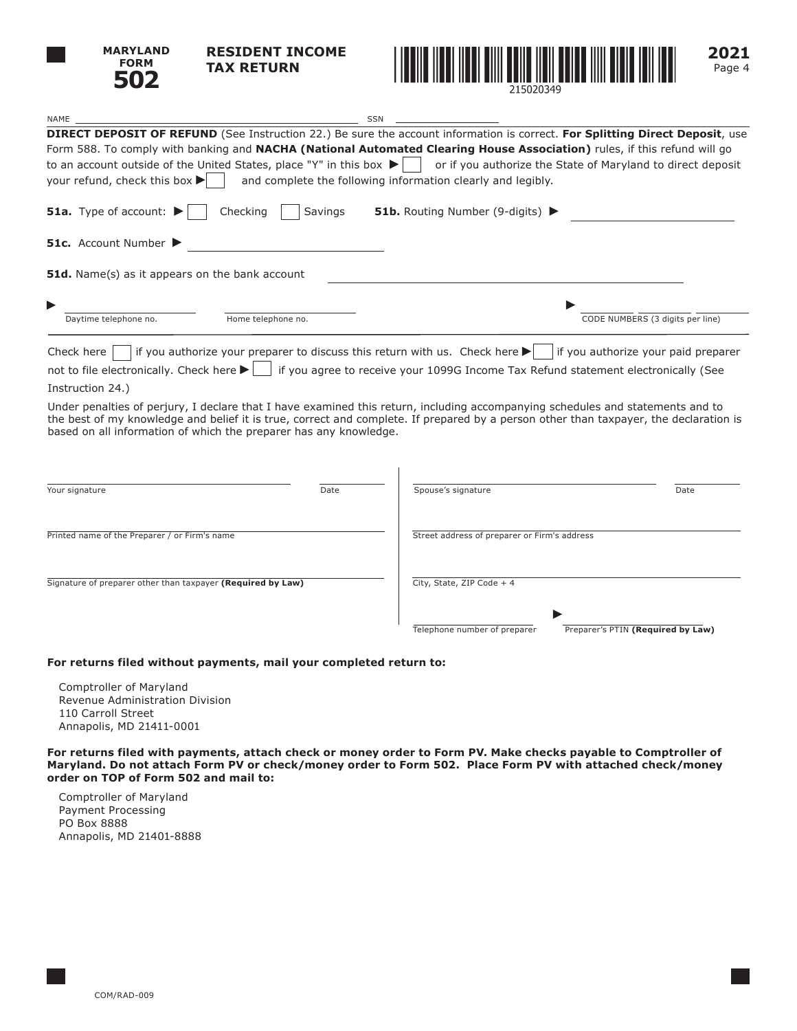# MARYLAND FORM 502

## RESIDENT INCOME TAX RETURN

2021

215020349

NAME ____________________ SSN ____________________

**DIRECT DEPOSIT OF REFUND** (See Instruction 22.) Be sure the account information is correct. **For Splitting Direct Deposit**, use Form 588. To comply with banking and **NACHA (National Automated Clearing House Association)** rules, if this refund will go to an account outside of the United States, place "Y" in this box ▶ ☐ or if you authorize the State of Maryland to direct deposit your refund, check this box ▶ ☐ and complete the following information clearly and legibly.

**51a.** Type of account: ▶ ☐ Checking ☐ Savings **51b.** Routing Number (9-digits) ▶ ____________________

**51c.** Account Number ▶ ____________________

**51d.** Name(s) as it appears on the bank account ____________________

▶ ____________________ Daytime telephone no. ____________________ Home telephone no. ▶ ____________________ CODE NUMBERS (3 digits per line)

Check here ☐ if you authorize your preparer to discuss this return with us. Check here ▶ ☐ if you authorize your paid preparer not to file electronically. Check here ▶ ☐ if you agree to receive your 1099G Income Tax Refund statement electronically (See Instruction 24.)

Under penalties of perjury, I declare that I have examined this return, including accompanying schedules and statements and to the best of my knowledge and belief it is true, correct and complete. If prepared by a person other than taxpayer, the declaration is based on all information of which the preparer has any knowledge.

Your signature ____________________ Date ____________________

Spouse's signature ____________________ Date ____________________

Printed name of the Preparer / or Firm's name ____________________

Street address of preparer or Firm's address ____________________

Signature of preparer other than taxpayer **(Required by Law)** ____________________

City, State, ZIP Code + 4 ____________________

Telephone number of preparer ____________________ ▶ Preparer's PTIN **(Required by Law)** ____________________

**For returns filed without payments, mail your completed return to:**

Comptroller of Maryland
Revenue Administration Division
110 Carroll Street
Annapolis, MD 21411-0001

**For returns filed with payments, attach check or money order to Form PV. Make checks payable to Comptroller of Maryland. Do not attach Form PV or check/money order to Form 502. Place Form PV with attached check/money order on TOP of Form 502 and mail to:**

Comptroller of Maryland
Payment Processing
PO Box 8888
Annapolis, MD 21401-8888

COM/RAD-009